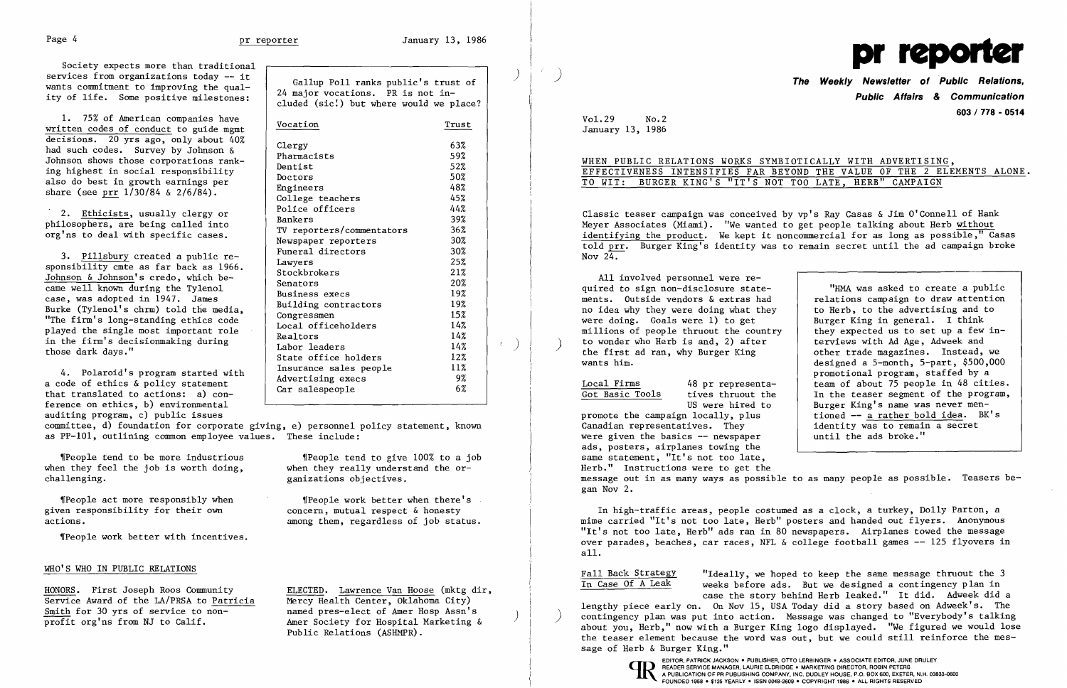Society expects more than traditional services from organizations today -- it wants commitment to improving the quality of life. Some positive milestones:

1. 75% of American companies have written codes of conduct to guide mgmt decisions. 20 yrs ago, only about 40% had such codes. Survey by Johnson & Johnson shows those corporations ranking highest in social responsibility also do best in growth earnings per share (see prr 1/30/84 & 2/6/84).

2. Ethicists, usually clergy or philosophers, are being called into org'ns to deal with specific cases.

3. Pillsbury created a public responsibility cmte as far back as 1966. Johnson & Johnson's credo, which became well known during the Tylenol case, was adopted in 1947. James Burke (Tylenol's chrm) told the media, "The firm's long-standing ethics code played the single most important role in the firm's decisionmaking during those dark days."

4. Polaroid's program started with a code of ethics & policy statement that translated to actions: a) conference on ethics, b) environmental auditing program, c) public issues committee, d) foundation for corporate giving, e) personnel policy statement, known as PP-101, outlining common employee values. These include:

¶People tend to be more industrious when they feel the job is worth doing, challenging.

¶People act more responsibly when given responsibility for their own actions.

¶People work better with incentives.

¶People tend to give 100% to a job when they really understand the organizations objectives.

¶People work better when there's concern, mutual respect & honesty among them, regardless of job status.

Gallup Poll ranks public's trust of 24 major vocations. PR is not included (sic!) but where would we place?

| Vocation | Trust |
|---|---|
| Clergy | 63% |
| Pharmacists | 59% |
| Dentist | 52% |
| Doctors | 50% |
| Engineers | 48% |
| College teachers | 45% |
| Police officers | 44% |
| Bankers | 39% |
| TV reporters/commentators | 36% |
| Newspaper reporters | 30% |
| Funeral directors | 30% |
| Lawyers | 25% |
| Stockbrokers | 21% |
| Senators | 20% |
| Business execs | 19% |
| Building contractors | 19% |
| Congressmen | 15% |
| Local officeholders | 14% |
| Realtors | 14% |
| Labor leaders | 14% |
| State office holders | 12% |
| Insurance sales people | 11% |
| Advertising execs | 9% |
| Car salespeople | 6% |

## WHO'S WHO IN PUBLIC RELATIONS

HONORS. First Joseph Roos Community Service Award of the LA/PRSA to Patricia Smith for 30 yrs of service to nonprofit org'ns from NJ to Calif.

ELECTED. Lawrence Van Hoose (mktg dir, Mercy Health Center, Oklahoma City) named pres-elect of Amer Hosp Assn's Amer Society for Hospital Marketing & Public Relations (ASHMPR).

# pr reporter

**The Weekly Newsletter of Public Relations, Public Affairs & Communication**

**603 / 778 - 0514**

Vol.29 No.2
January 13, 1986

## WHEN PUBLIC RELATIONS WORKS SYMBIOTICALLY WITH ADVERTISING, EFFECTIVENESS INTENSIFIES FAR BEYOND THE VALUE OF THE 2 ELEMENTS ALONE. TO WIT: BURGER KING'S "IT'S NOT TOO LATE, HERB" CAMPAIGN

Classic teaser campaign was conceived by vp's Ray Casas & Jim O'Connell of Hank Meyer Associates (Miami). "We wanted to get people talking about Herb without identifying the product. We kept it noncommercial for as long as possible," Casas told prr. Burger King's identity was to remain secret until the ad campaign broke Nov 24.

All involved personnel were required to sign non-disclosure statements. Outside vendors & extras had no idea why they were doing what they were doing. Goals were 1) to get millions of people thruout the country to wonder who Herb is and, 2) after the first ad ran, why Burger King wants him.

> "HMA was asked to create a public relations campaign to draw attention to Herb, to the advertising and to Burger King in general. I think they expected us to set up a few interviews with Ad Age, Adweek and other trade magazines. Instead, we designed a 5-month, 5-part, $500,000 promotional program, staffed by a team of about 75 people in 48 cities. In the teaser segment of the program, Burger King's name was never mentioned -- a rather bold idea. BK's identity was to remain a secret until the ads broke."

**Local Firms Got Basic Tools** — 48 pr representatives thruout the US were hired to promote the campaign locally, plus Canadian representatives. They were given the basics -- newspaper ads, posters, airplanes towing the same statement, "It's not too late, Herb." Instructions were to get the message out in as many ways as possible to as many people as possible. Teasers began Nov 2.

In high-traffic areas, people costumed as a clock, a turkey, Dolly Parton, a mime carried "It's not too late, Herb" posters and handed out flyers. Anonymous "It's not too late, Herb" ads ran in 80 newspapers. Airplanes towed the message over parades, beaches, car races, NFL & college football games -- 125 flyovers in all.

**Fall Back Strategy In Case Of A Leak** — "Ideally, we hoped to keep the same message thruout the 3 weeks before ads. But we designed a contingency plan in case the story behind Herb leaked." It did. Adweek did a lengthy piece early on. On Nov 15, USA Today did a story based on Adweek's. The contingency plan was put into action. Message was changed to "Everybody's talking about you, Herb," now with a Burger King logo displayed. "We figured we would lose the teaser element because the word was out, but we could still reinforce the message of Herb & Burger King."

EDITOR, PATRICK JACKSON • PUBLISHER, OTTO LERBINGER • ASSOCIATE EDITOR, JUNE DRULEY
READER SERVICE MANAGER, LAURIE ELDRIDGE • MARKETING DIRECTOR, ROBIN PETERS
A PUBLICATION OF PR PUBLISHING COMPANY, INC. DUDLEY HOUSE, P.O. BOX 600, EXETER, N.H. 03833-0600
FOUNDED 1958 • $125 YEARLY • ISSN 0048-2609 • COPYRIGHT 1986 • ALL RIGHTS RESERVED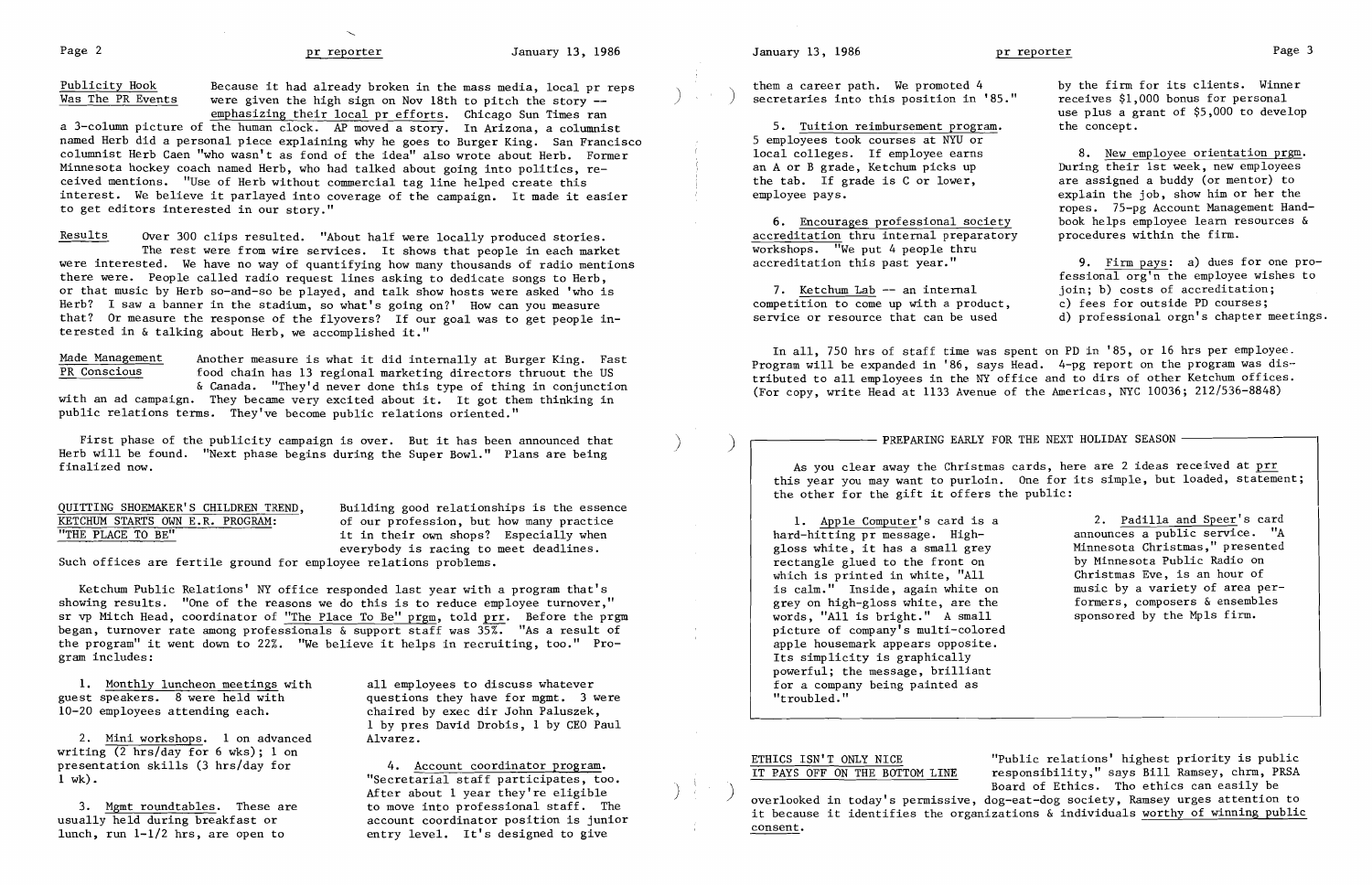**Publicity Hook Was The PR Events**

Because it had already broken in the mass media, local pr reps were given the high sign on Nov 18th to pitch the story -- emphasizing their local pr efforts. Chicago Sun Times ran a 3-column picture of the human clock. AP moved a story. In Arizona, a columnist named Herb did a personal piece explaining why he goes to Burger King. San Francisco columnist Herb Caen "who wasn't as fond of the idea" also wrote about Herb. Former Minnesota hockey coach named Herb, who had talked about going into politics, received mentions. "Use of Herb without commercial tag line helped create this interest. We believe it parlayed into coverage of the campaign. It made it easier to get editors interested in our story."

**Results**

Over 300 clips resulted. "About half were locally produced stories. The rest were from wire services. It shows that people in each market were interested. We have no way of quantifying how many thousands of radio mentions there were. People called radio request lines asking to dedicate songs to Herb, or that music by Herb so-and-so be played, and talk show hosts were asked 'who is Herb? I saw a banner in the stadium, so what's going on?' How can you measure that? Or measure the response of the flyovers? If our goal was to get people interested in & talking about Herb, we accomplished it."

**Made Management PR Conscious**

Another measure is what it did internally at Burger King. Fast food chain has 13 regional marketing directors thruout the US & Canada. "They'd never done this type of thing in conjunction with an ad campaign. They became very excited about it. It got them thinking in public relations terms. They've become public relations oriented."

First phase of the publicity campaign is over. But it has been announced that Herb will be found. "Next phase begins during the Super Bowl." Plans are being finalized now.

## QUITTING SHOEMAKER'S CHILDREN TREND, KETCHUM STARTS OWN E.R. PROGRAM: "THE PLACE TO BE"

Building good relationships is the essence of our profession, but how many practice it in their own shops? Especially when everybody is racing to meet deadlines. Such offices are fertile ground for employee relations problems.

Ketchum Public Relations' NY office responded last year with a program that's showing results. "One of the reasons we do this is to reduce employee turnover," sr vp Mitch Head, coordinator of "The Place To Be" prgm, told prr. Before the prgm began, turnover rate among professionals & support staff was 35%. "As a result of the program" it went down to 22%. "We believe it helps in recruiting, too." Program includes:

1. Monthly luncheon meetings with guest speakers. 8 were held with 10-20 employees attending each.

2. Mini workshops. 1 on advanced writing (2 hrs/day for 6 wks); 1 on presentation skills (3 hrs/day for 1 wk).

3. Mgmt roundtables. These are usually held during breakfast or lunch, run 1-1/2 hrs, are open to all employees to discuss whatever questions they have for mgmt. 3 were chaired by exec dir John Paluszek, 1 by pres David Drobis, 1 by CEO Paul Alvarez.

4. Account coordinator program. "Secretarial staff participates, too. After about 1 year they're eligible to move into professional staff. The account coordinator position is junior entry level. It's designed to give them a career path. We promoted 4 secretaries into this position in '85."

5. Tuition reimbursement program. 5 employees took courses at NYU or local colleges. If employee earns an A or B grade, Ketchum picks up the tab. If grade is C or lower, employee pays.

6. Encourages professional society accreditation thru internal preparatory workshops. "We put 4 people thru accreditation this past year."

7. Ketchum Lab -- an internal competition to come up with a product, service or resource that can be used by the firm for its clients. Winner receives $1,000 bonus for personal use plus a grant of $5,000 to develop the concept.

8. New employee orientation prgm. During their 1st week, new employees are assigned a buddy (or mentor) to explain the job, show him or her the ropes. 75-pg Account Management Handbook helps employee learn resources & procedures within the firm.

9. Firm pays: a) dues for one professional org'n the employee wishes to join; b) costs of accreditation; c) fees for outside PD courses; d) professional orgn's chapter meetings.

In all, 750 hrs of staff time was spent on PD in '85, or 16 hrs per employee. Program will be expanded in '86, says Head. 4-pg report on the program was distributed to all employees in the NY office and to dirs of other Ketchum offices. (For copy, write Head at 1133 Avenue of the Americas, NYC 10036; 212/536-8848)

## PREPARING EARLY FOR THE NEXT HOLIDAY SEASON

As you clear away the Christmas cards, here are 2 ideas received at prr this year you may want to purloin. One for its simple, but loaded, statement; the other for the gift it offers the public:

1. Apple Computer's card is a hard-hitting pr message. High-gloss white, it has a small grey rectangle glued to the front on which is printed in white, "All is calm." Inside, again white on grey on high-gloss white, are the words, "All is bright." A small picture of company's multi-colored apple housemark appears opposite. Its simplicity is graphically powerful; the message, brilliant for a company being painted as "troubled."

2. Padilla and Speer's card announces a public service. "A Minnesota Christmas," presented by Minnesota Public Radio on Christmas Eve, is an hour of music by a variety of area performers, composers & ensembles sponsored by the Mpls firm.

## ETHICS ISN'T ONLY NICE IT PAYS OFF ON THE BOTTOM LINE

"Public relations' highest priority is public responsibility," says Bill Ramsey, chrm, PRSA Board of Ethics. Tho ethics can easily be overlooked in today's permissive, dog-eat-dog society, Ramsey urges attention to it because it identifies the organizations & individuals worthy of winning public consent.